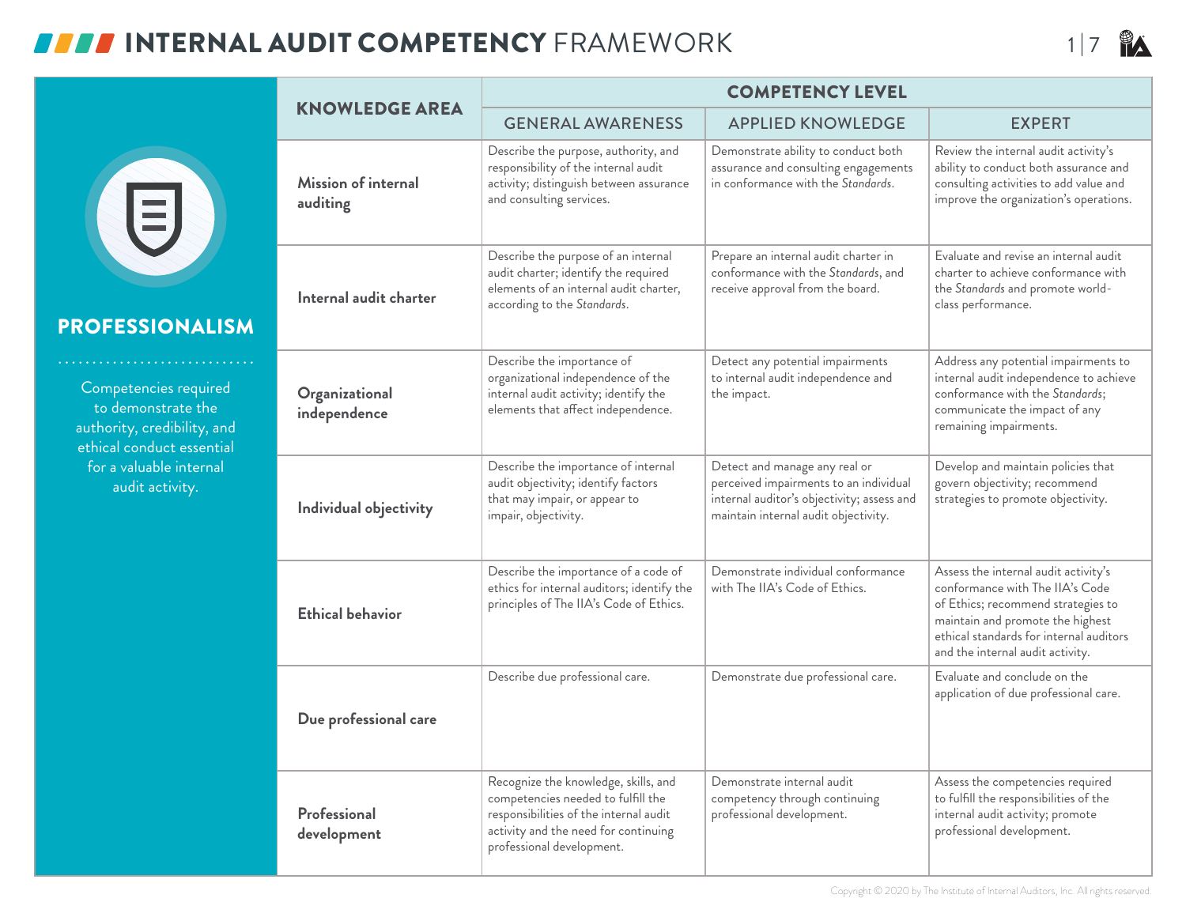# INTERNAL AUDIT COMPETENCY FRAMEWORK

## PROFESSIONALISM

Competencies required to demonstrate the authority, credibility, and ethical conduct essential for a valuable internal audit activity.

| KNOWLEDGE AREA | COMPETENCY LEVEL | | |
|---|---|---|---|
| | GENERAL AWARENESS | APPLIED KNOWLEDGE | EXPERT |
| **Mission of internal auditing** | Describe the purpose, authority, and responsibility of the internal audit activity; distinguish between assurance and consulting services. | Demonstrate ability to conduct both assurance and consulting engagements in conformance with the *Standards*. | Review the internal audit activity's ability to conduct both assurance and consulting activities to add value and improve the organization's operations. |
| **Internal audit charter** | Describe the purpose of an internal audit charter; identify the required elements of an internal audit charter, according to the *Standards*. | Prepare an internal audit charter in conformance with the *Standards*, and receive approval from the board. | Evaluate and revise an internal audit charter to achieve conformance with the *Standards* and promote world-class performance. |
| **Organizational independence** | Describe the importance of organizational independence of the internal audit activity; identify the elements that affect independence. | Detect any potential impairments to internal audit independence and the impact. | Address any potential impairments to internal audit independence to achieve conformance with the *Standards*; communicate the impact of any remaining impairments. |
| **Individual objectivity** | Describe the importance of internal audit objectivity; identify factors that may impair, or appear to impair, objectivity. | Detect and manage any real or perceived impairments to an individual internal auditor's objectivity; assess and maintain internal audit objectivity. | Develop and maintain policies that govern objectivity; recommend strategies to promote objectivity. |
| **Ethical behavior** | Describe the importance of a code of ethics for internal auditors; identify the principles of The IIA's Code of Ethics. | Demonstrate individual conformance with The IIA's Code of Ethics. | Assess the internal audit activity's conformance with The IIA's Code of Ethics; recommend strategies to maintain and promote the highest ethical standards for internal auditors and the internal audit activity. |
| **Due professional care** | Describe due professional care. | Demonstrate due professional care. | Evaluate and conclude on the application of due professional care. |
| **Professional development** | Recognize the knowledge, skills, and competencies needed to fulfill the responsibilities of the internal audit activity and the need for continuing professional development. | Demonstrate internal audit competency through continuing professional development. | Assess the competencies required to fulfill the responsibilities of the internal audit activity; promote professional development. |

Copyright © 2020 by The Institute of Internal Auditors, Inc. All rights reserved.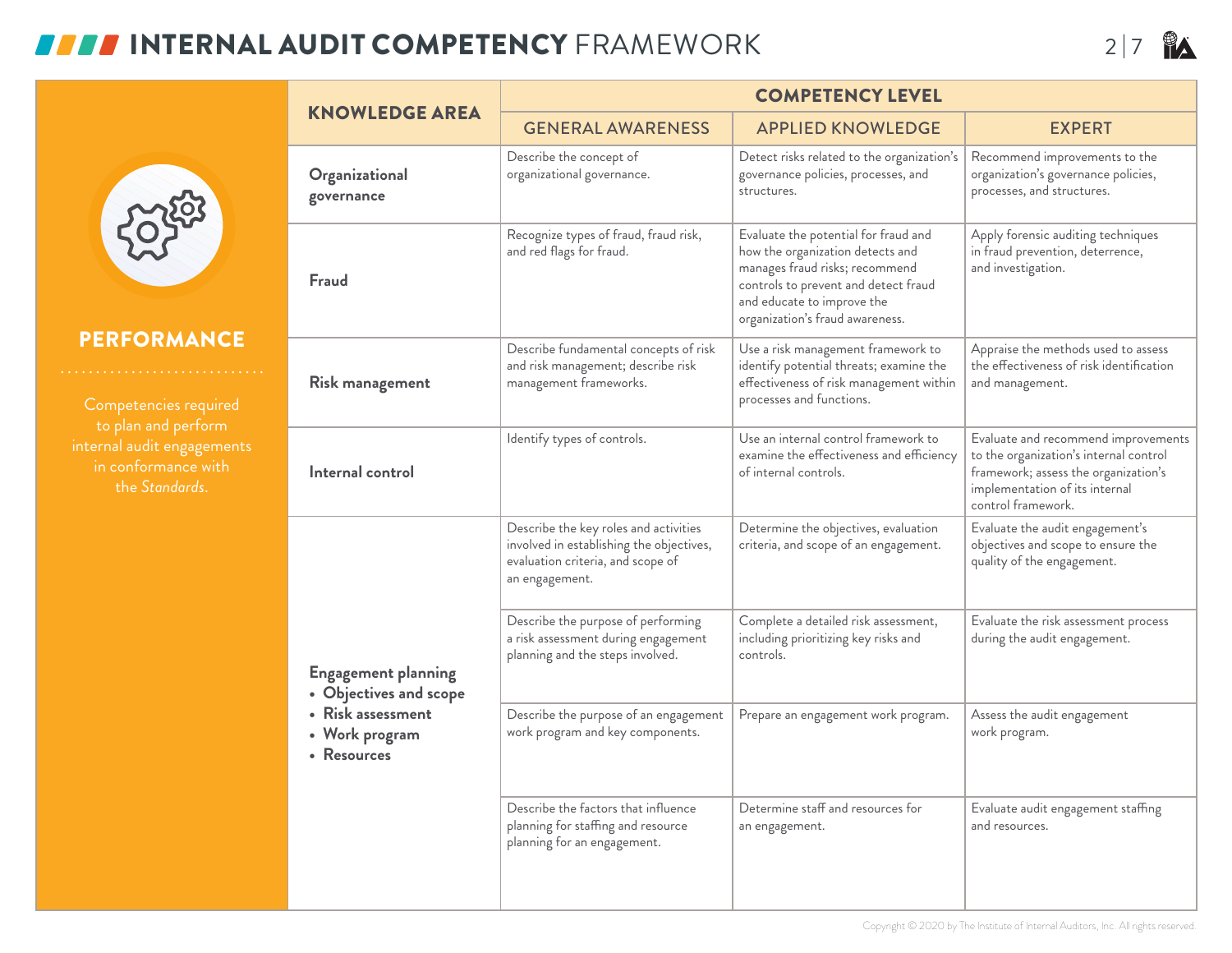# INTERNAL AUDIT COMPETENCY FRAMEWORK

## PERFORMANCE

Competencies required to plan and perform internal audit engagements in conformance with the *Standards*.

| KNOWLEDGE AREA | COMPETENCY LEVEL | | |
|---|---|---|---|
| | GENERAL AWARENESS | APPLIED KNOWLEDGE | EXPERT |
| **Organizational governance** | Describe the concept of organizational governance. | Detect risks related to the organization's governance policies, processes, and structures. | Recommend improvements to the organization's governance policies, processes, and structures. |
| **Fraud** | Recognize types of fraud, fraud risk, and red flags for fraud. | Evaluate the potential for fraud and how the organization detects and manages fraud risks; recommend controls to prevent and detect fraud and educate to improve the organization's fraud awareness. | Apply forensic auditing techniques in fraud prevention, deterrence, and investigation. |
| **Risk management** | Describe fundamental concepts of risk and risk management; describe risk management frameworks. | Use a risk management framework to identify potential threats; examine the effectiveness of risk management within processes and functions. | Appraise the methods used to assess the effectiveness of risk identification and management. |
| **Internal control** | Identify types of controls. | Use an internal control framework to examine the effectiveness and efficiency of internal controls. | Evaluate and recommend improvements to the organization's internal control framework; assess the organization's implementation of its internal control framework. |
| **Engagement planning** • Objectives and scope • Risk assessment • Work program • Resources | Describe the key roles and activities involved in establishing the objectives, evaluation criteria, and scope of an engagement. | Determine the objectives, evaluation criteria, and scope of an engagement. | Evaluate the audit engagement's objectives and scope to ensure the quality of the engagement. |
| | Describe the purpose of performing a risk assessment during engagement planning and the steps involved. | Complete a detailed risk assessment, including prioritizing key risks and controls. | Evaluate the risk assessment process during the audit engagement. |
| | Describe the purpose of an engagement work program and key components. | Prepare an engagement work program. | Assess the audit engagement work program. |
| | Describe the factors that influence planning for staffing and resource planning for an engagement. | Determine staff and resources for an engagement. | Evaluate audit engagement staffing and resources. |

Copyright © 2020 by The Institute of Internal Auditors, Inc. All rights reserved.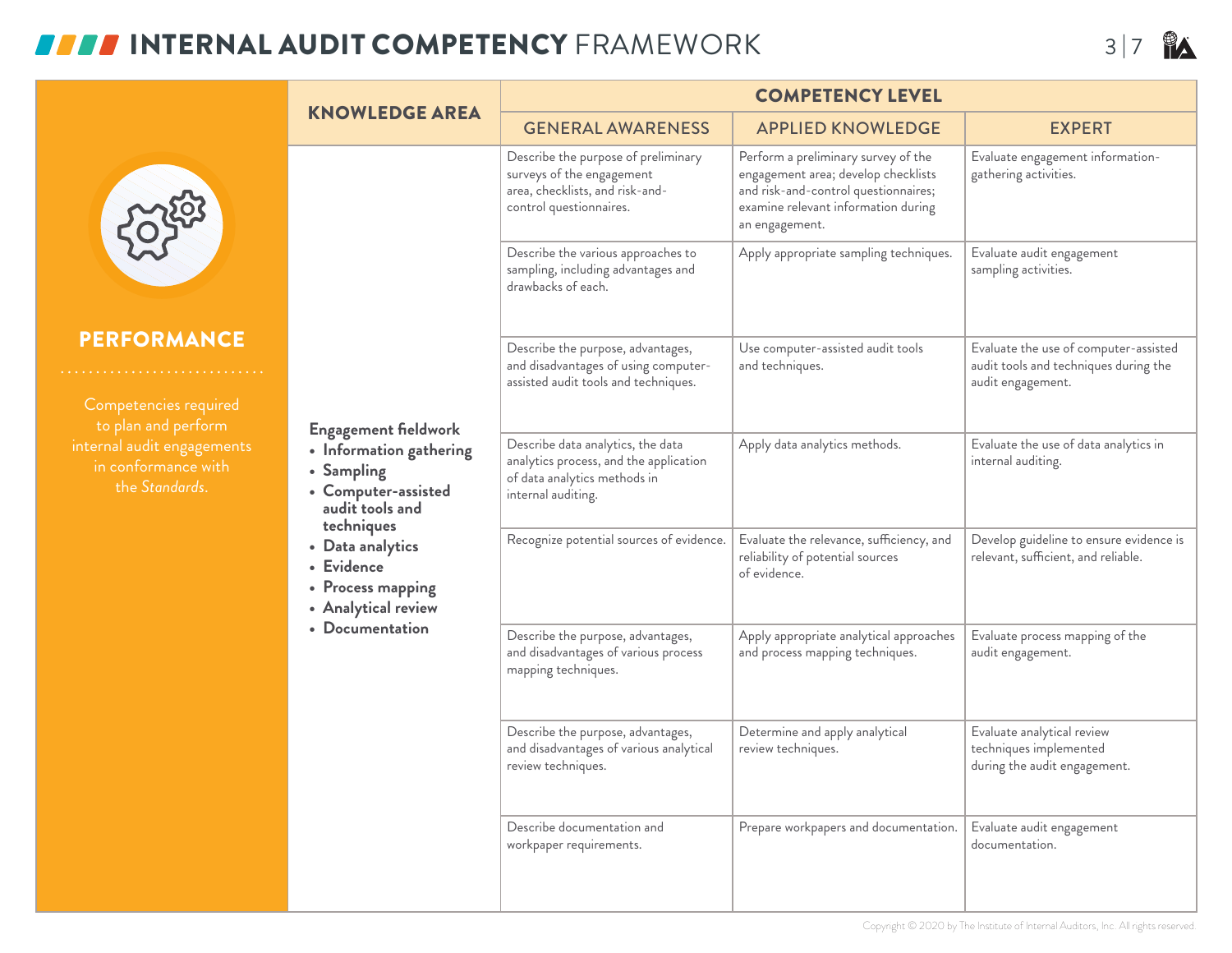# INTERNAL AUDIT COMPETENCY FRAMEWORK

## PERFORMANCE

Competencies required to plan and perform internal audit engagements in conformance with the *Standards*.

| KNOWLEDGE AREA | COMPETENCY LEVEL | | |
|---|---|---|---|
| | GENERAL AWARENESS | APPLIED KNOWLEDGE | EXPERT |
| **Engagement fieldwork**<br>• **Information gathering**<br>• **Sampling**<br>• **Computer-assisted audit tools and techniques**<br>• **Data analytics**<br>• **Evidence**<br>• **Process mapping**<br>• **Analytical review**<br>• **Documentation** | Describe the purpose of preliminary surveys of the engagement area, checklists, and risk-and-control questionnaires. | Perform a preliminary survey of the engagement area; develop checklists and risk-and-control questionnaires; examine relevant information during an engagement. | Evaluate engagement information-gathering activities. |
| | Describe the various approaches to sampling, including advantages and drawbacks of each. | Apply appropriate sampling techniques. | Evaluate audit engagement sampling activities. |
| | Describe the purpose, advantages, and disadvantages of using computer-assisted audit tools and techniques. | Use computer-assisted audit tools and techniques. | Evaluate the use of computer-assisted audit tools and techniques during the audit engagement. |
| | Describe data analytics, the data analytics process, and the application of data analytics methods in internal auditing. | Apply data analytics methods. | Evaluate the use of data analytics in internal auditing. |
| | Recognize potential sources of evidence. | Evaluate the relevance, sufficiency, and reliability of potential sources of evidence. | Develop guideline to ensure evidence is relevant, sufficient, and reliable. |
| | Describe the purpose, advantages, and disadvantages of various process mapping techniques. | Apply appropriate analytical approaches and process mapping techniques. | Evaluate process mapping of the audit engagement. |
| | Describe the purpose, advantages, and disadvantages of various analytical review techniques. | Determine and apply analytical review techniques. | Evaluate analytical review techniques implemented during the audit engagement. |
| | Describe documentation and workpaper requirements. | Prepare workpapers and documentation. | Evaluate audit engagement documentation. |

Copyright © 2020 by The Institute of Internal Auditors, Inc. All rights reserved.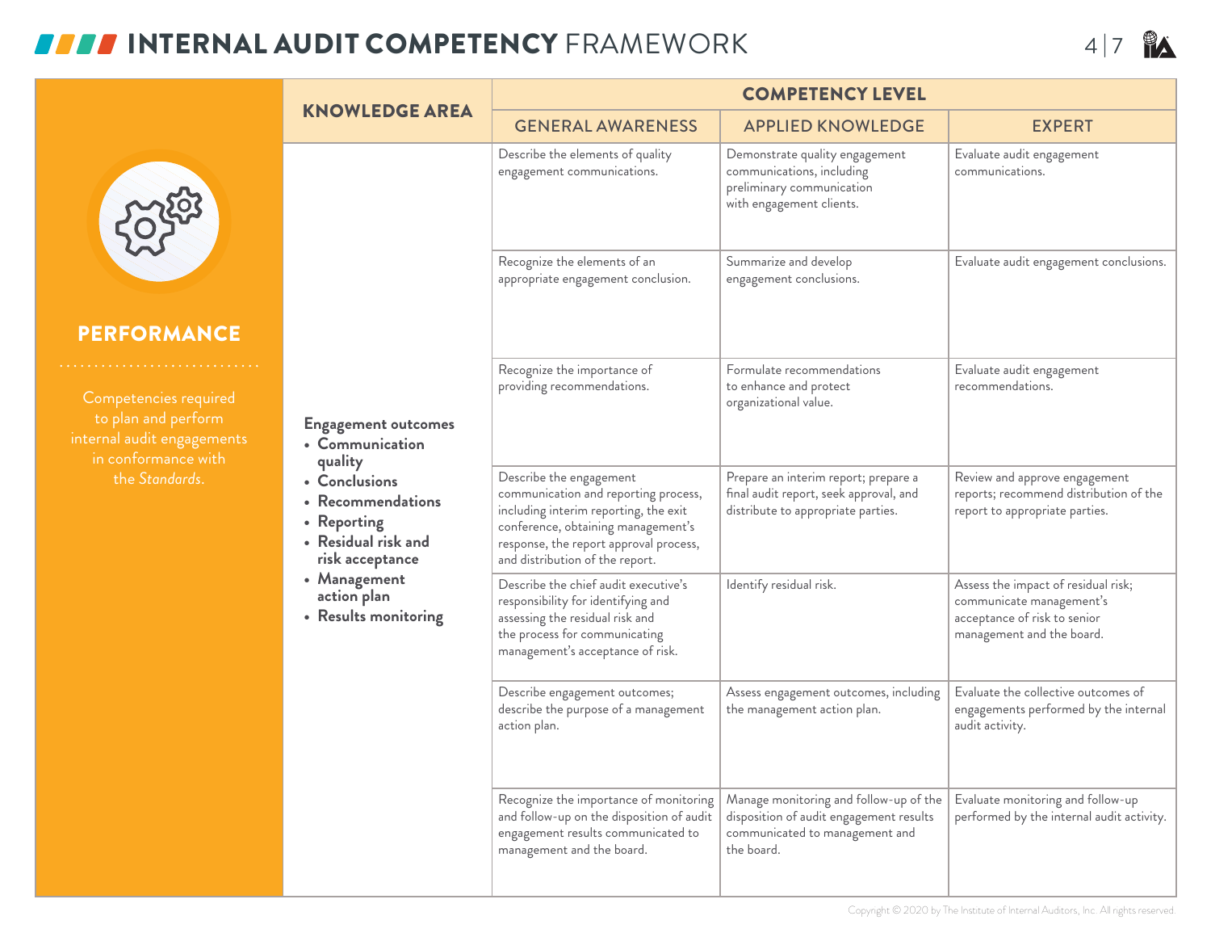# INTERNAL AUDIT COMPETENCY FRAMEWORK

## PERFORMANCE

Competencies required to plan and perform internal audit engagements in conformance with the *Standards*.

| KNOWLEDGE AREA | COMPETENCY LEVEL | | |
|---|---|---|---|
| | GENERAL AWARENESS | APPLIED KNOWLEDGE | EXPERT |
| **Engagement outcomes**<br>• **Communication quality**<br>• **Conclusions**<br>• **Recommendations**<br>• **Reporting**<br>• **Residual risk and risk acceptance**<br>• **Management action plan**<br>• **Results monitoring** | Describe the elements of quality engagement communications. | Demonstrate quality engagement communications, including preliminary communication with engagement clients. | Evaluate audit engagement communications. |
| | Recognize the elements of an appropriate engagement conclusion. | Summarize and develop engagement conclusions. | Evaluate audit engagement conclusions. |
| | Recognize the importance of providing recommendations. | Formulate recommendations to enhance and protect organizational value. | Evaluate audit engagement recommendations. |
| | Describe the engagement communication and reporting process, including interim reporting, the exit conference, obtaining management's response, the report approval process, and distribution of the report. | Prepare an interim report; prepare a final audit report, seek approval, and distribute to appropriate parties. | Review and approve engagement reports; recommend distribution of the report to appropriate parties. |
| | Describe the chief audit executive's responsibility for identifying and assessing the residual risk and the process for communicating management's acceptance of risk. | Identify residual risk. | Assess the impact of residual risk; communicate management's acceptance of risk to senior management and the board. |
| | Describe engagement outcomes; describe the purpose of a management action plan. | Assess engagement outcomes, including the management action plan. | Evaluate the collective outcomes of engagements performed by the internal audit activity. |
| | Recognize the importance of monitoring and follow-up on the disposition of audit engagement results communicated to management and the board. | Manage monitoring and follow-up of the disposition of audit engagement results communicated to management and the board. | Evaluate monitoring and follow-up performed by the internal audit activity. |

Copyright © 2020 by The Institute of Internal Auditors, Inc. All rights reserved.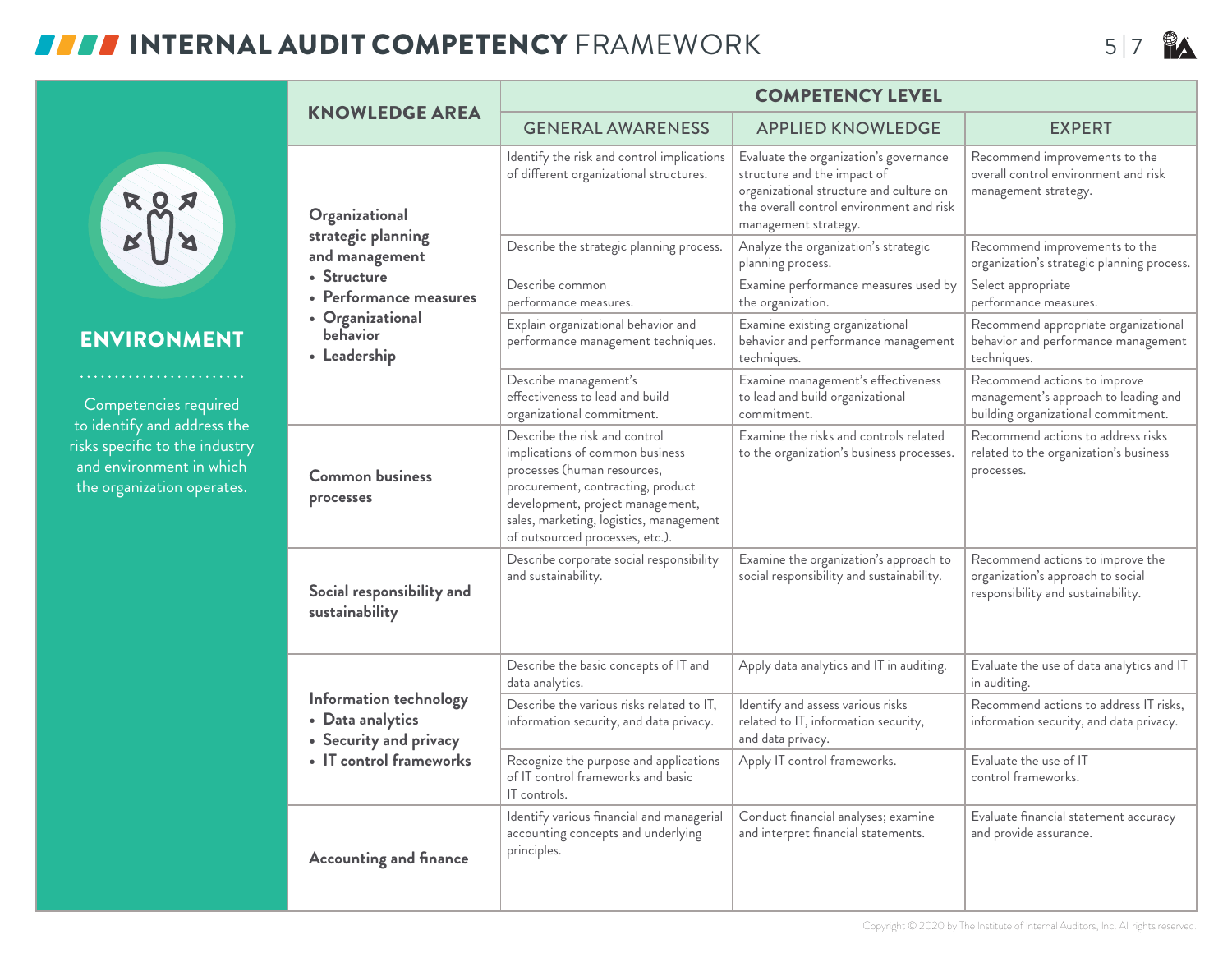# INTERNAL AUDIT COMPETENCY FRAMEWORK

## ENVIRONMENT

Competencies required to identify and address the risks specific to the industry and environment in which the organization operates.

| KNOWLEDGE AREA | COMPETENCY LEVEL | | |
|---|---|---|---|
| | GENERAL AWARENESS | APPLIED KNOWLEDGE | EXPERT |
| **Organizational strategic planning and management** • Structure • Performance measures • Organizational behavior • Leadership | Identify the risk and control implications of different organizational structures. | Evaluate the organization's governance structure and the impact of organizational structure and culture on the overall control environment and risk management strategy. | Recommend improvements to the overall control environment and risk management strategy. |
| | Describe the strategic planning process. | Analyze the organization's strategic planning process. | Recommend improvements to the organization's strategic planning process. |
| | Describe common performance measures. | Examine performance measures used by the organization. | Select appropriate performance measures. |
| | Explain organizational behavior and performance management techniques. | Examine existing organizational behavior and performance management techniques. | Recommend appropriate organizational behavior and performance management techniques. |
| | Describe management's effectiveness to lead and build organizational commitment. | Examine management's effectiveness to lead and build organizational commitment. | Recommend actions to improve management's approach to leading and building organizational commitment. |
| **Common business processes** | Describe the risk and control implications of common business processes (human resources, procurement, contracting, product development, project management, sales, marketing, logistics, management of outsourced processes, etc.). | Examine the risks and controls related to the organization's business processes. | Recommend actions to address risks related to the organization's business processes. |
| **Social responsibility and sustainability** | Describe corporate social responsibility and sustainability. | Examine the organization's approach to social responsibility and sustainability. | Recommend actions to improve the organization's approach to social responsibility and sustainability. |
| **Information technology** • Data analytics • Security and privacy • IT control frameworks | Describe the basic concepts of IT and data analytics. | Apply data analytics and IT in auditing. | Evaluate the use of data analytics and IT in auditing. |
| | Describe the various risks related to IT, information security, and data privacy. | Identify and assess various risks related to IT, information security, and data privacy. | Recommend actions to address IT risks, information security, and data privacy. |
| | Recognize the purpose and applications of IT control frameworks and basic IT controls. | Apply IT control frameworks. | Evaluate the use of IT control frameworks. |
| **Accounting and finance** | Identify various financial and managerial accounting concepts and underlying principles. | Conduct financial analyses; examine and interpret financial statements. | Evaluate financial statement accuracy and provide assurance. |

Copyright © 2020 by The Institute of Internal Auditors, Inc. All rights reserved.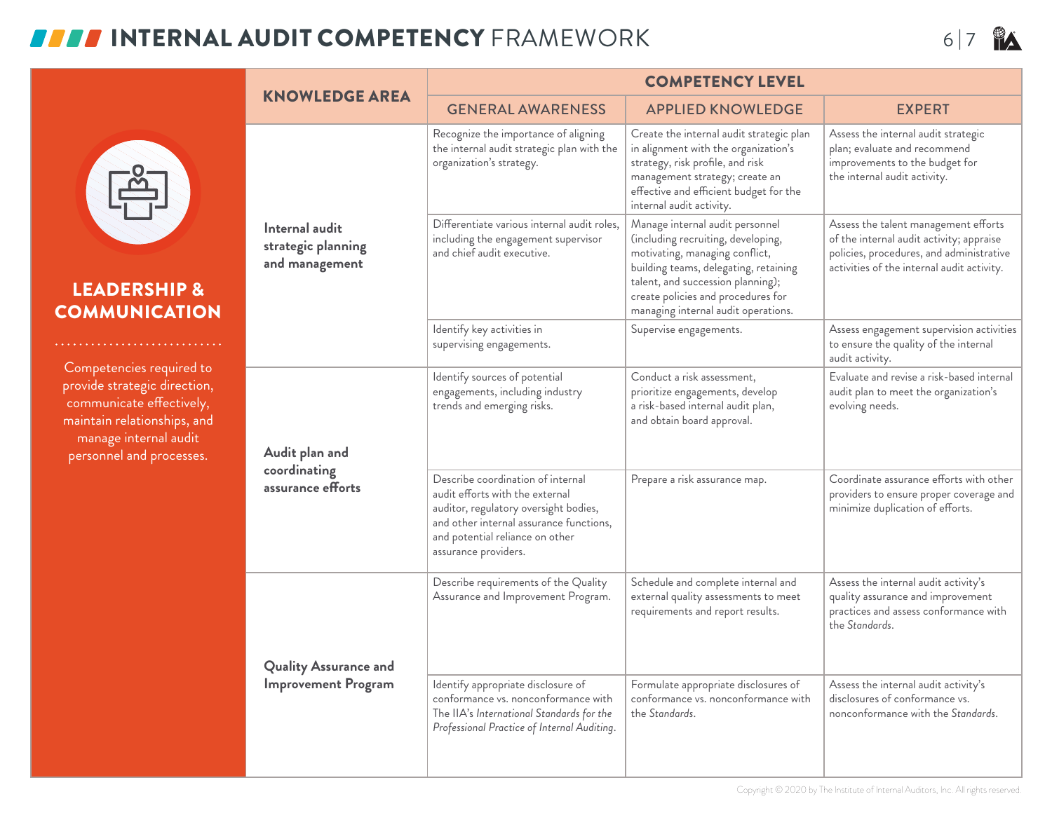# INTERNAL AUDIT COMPETENCY FRAMEWORK

## LEADERSHIP & COMMUNICATION

Competencies required to provide strategic direction, communicate effectively, maintain relationships, and manage internal audit personnel and processes.

| KNOWLEDGE AREA | COMPETENCY LEVEL | | |
|---|---|---|---|
| | GENERAL AWARENESS | APPLIED KNOWLEDGE | EXPERT |
| **Internal audit strategic planning and management** | Recognize the importance of aligning the internal audit strategic plan with the organization's strategy. | Create the internal audit strategic plan in alignment with the organization's strategy, risk profile, and risk management strategy; create an effective and efficient budget for the internal audit activity. | Assess the internal audit strategic plan; evaluate and recommend improvements to the budget for the internal audit activity. |
| | Differentiate various internal audit roles, including the engagement supervisor and chief audit executive. | Manage internal audit personnel (including recruiting, developing, motivating, managing conflict, building teams, delegating, retaining talent, and succession planning); create policies and procedures for managing internal audit operations. | Assess the talent management efforts of the internal audit activity; appraise policies, procedures, and administrative activities of the internal audit activity. |
| | Identify key activities in supervising engagements. | Supervise engagements. | Assess engagement supervision activities to ensure the quality of the internal audit activity. |
| **Audit plan and coordinating assurance efforts** | Identify sources of potential engagements, including industry trends and emerging risks. | Conduct a risk assessment, prioritize engagements, develop a risk-based internal audit plan, and obtain board approval. | Evaluate and revise a risk-based internal audit plan to meet the organization's evolving needs. |
| | Describe coordination of internal audit efforts with the external auditor, regulatory oversight bodies, and other internal assurance functions, and potential reliance on other assurance providers. | Prepare a risk assurance map. | Coordinate assurance efforts with other providers to ensure proper coverage and minimize duplication of efforts. |
| **Quality Assurance and Improvement Program** | Describe requirements of the Quality Assurance and Improvement Program. | Schedule and complete internal and external quality assessments to meet requirements and report results. | Assess the internal audit activity's quality assurance and improvement practices and assess conformance with the *Standards*. |
| | Identify appropriate disclosure of conformance vs. nonconformance with The IIA's *International Standards for the Professional Practice of Internal Auditing*. | Formulate appropriate disclosures of conformance vs. nonconformance with the *Standards*. | Assess the internal audit activity's disclosures of conformance vs. nonconformance with the *Standards*. |

Copyright © 2020 by The Institute of Internal Auditors, Inc. All rights reserved.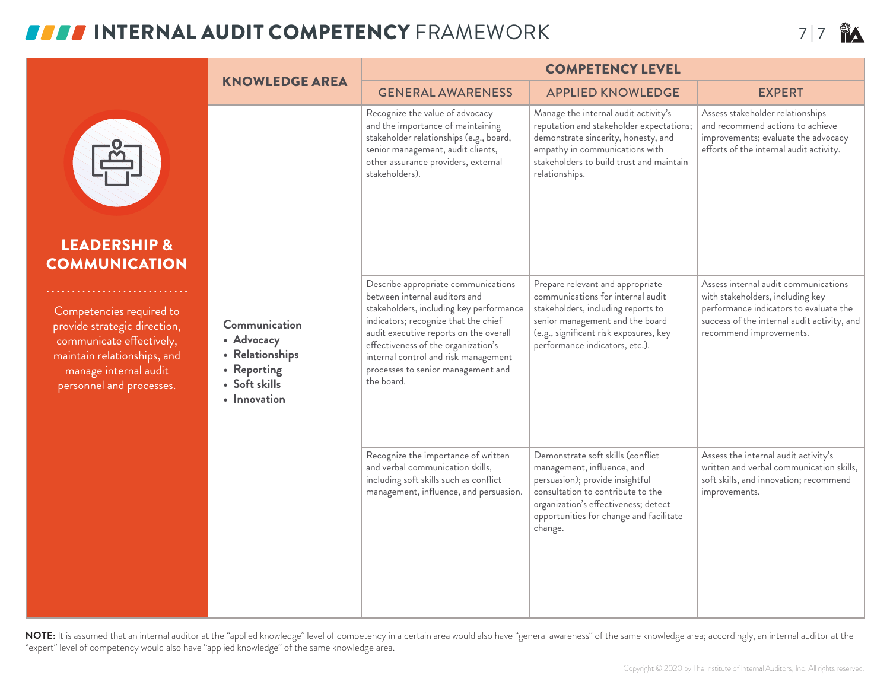# INTERNAL AUDIT COMPETENCY FRAMEWORK

## LEADERSHIP & COMMUNICATION

Competencies required to provide strategic direction, communicate effectively, maintain relationships, and manage internal audit personnel and processes.

| KNOWLEDGE AREA | COMPETENCY LEVEL | | |
|---|---|---|---|
| | GENERAL AWARENESS | APPLIED KNOWLEDGE | EXPERT |
| **Communication**<br>• **Advocacy**<br>• **Relationships**<br>• **Reporting**<br>• **Soft skills**<br>• **Innovation** | Recognize the value of advocacy and the importance of maintaining stakeholder relationships (e.g., board, senior management, audit clients, other assurance providers, external stakeholders). | Manage the internal audit activity's reputation and stakeholder expectations; demonstrate sincerity, honesty, and empathy in communications with stakeholders to build trust and maintain relationships. | Assess stakeholder relationships and recommend actions to achieve improvements; evaluate the advocacy efforts of the internal audit activity. |
| | Describe appropriate communications between internal auditors and stakeholders, including key performance indicators; recognize that the chief audit executive reports on the overall effectiveness of the organization's internal control and risk management processes to senior management and the board. | Prepare relevant and appropriate communications for internal audit stakeholders, including reports to senior management and the board (e.g., significant risk exposures, key performance indicators, etc.). | Assess internal audit communications with stakeholders, including key performance indicators to evaluate the success of the internal audit activity, and recommend improvements. |
| | Recognize the importance of written and verbal communication skills, including soft skills such as conflict management, influence, and persuasion. | Demonstrate soft skills (conflict management, influence, and persuasion); provide insightful consultation to contribute to the organization's effectiveness; detect opportunities for change and facilitate change. | Assess the internal audit activity's written and verbal communication skills, soft skills, and innovation; recommend improvements. |

**NOTE:** It is assumed that an internal auditor at the "applied knowledge" level of competency in a certain area would also have "general awareness" of the same knowledge area; accordingly, an internal auditor at the "expert" level of competency would also have "applied knowledge" of the same knowledge area.

Copyright © 2020 by The Institute of Internal Auditors, Inc. All rights reserved.